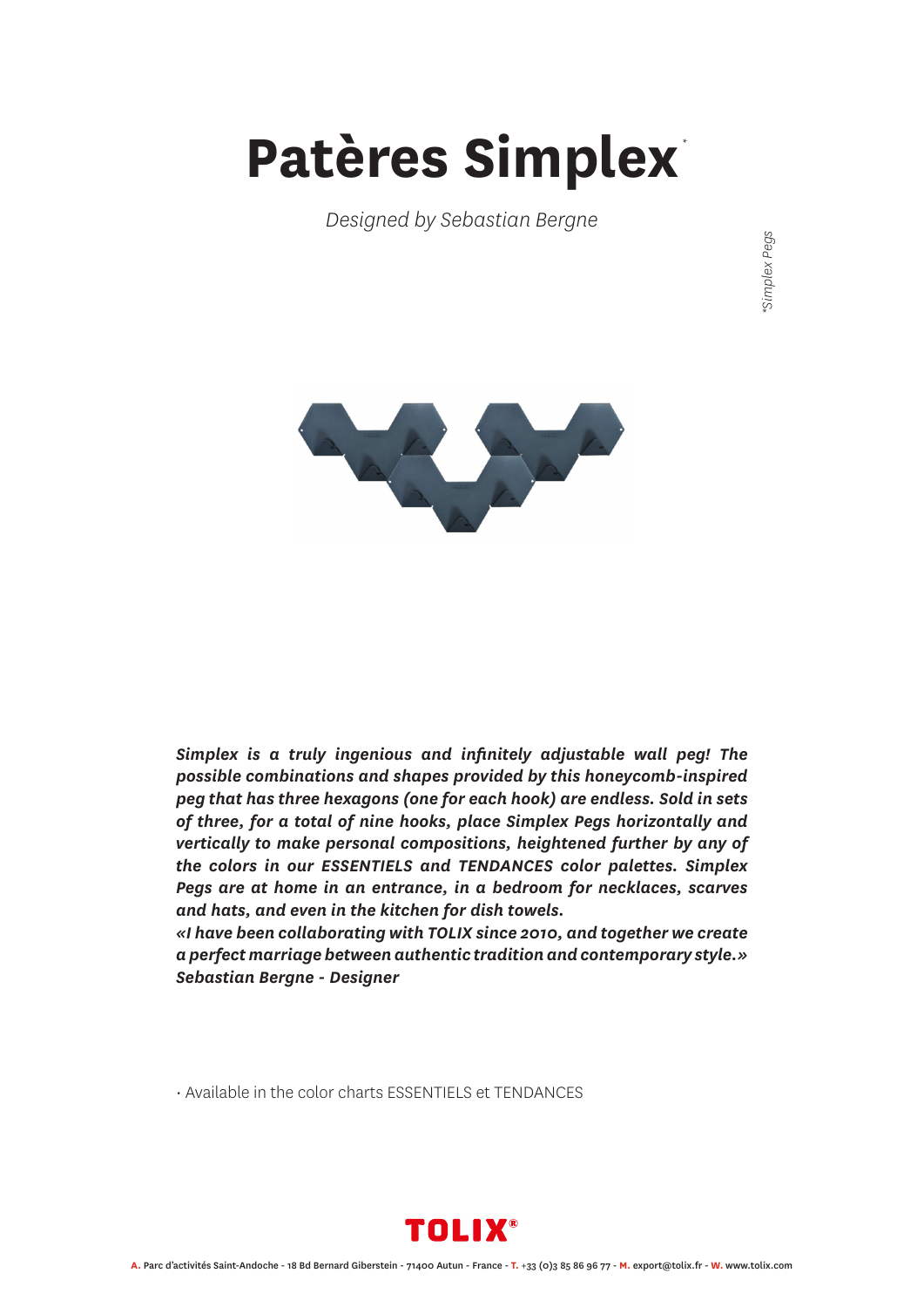# Patères Simplex*

*Designed by Sebastian Bergne*

*\*Simplex Pegs*

***Simplex is a truly ingenious and infinitely adjustable wall peg! The possible combinations and shapes provided by this honeycomb-inspired peg that has three hexagons (one for each hook) are endless. Sold in sets of three, for a total of nine hooks, place Simplex Pegs horizontally and vertically to make personal compositions, heightened further by any of the colors in our ESSENTIELS and TENDANCES color palettes. Simplex Pegs are at home in an entrance, in a bedroom for necklaces, scarves and hats, and even in the kitchen for dish towels.***

***«I have been collaborating with TOLIX since 2010, and together we create a perfect marriage between authentic tradition and contemporary style.»***

***Sebastian Bergne - Designer***

- Available in the color charts ESSENTIELS et TENDANCES

**TOLIX®**

**A.** Parc d'activités Saint-Andoche - 18 Bd Bernard Giberstein - 71400 Autun - France - **T.** +33 (0)3 85 86 96 77 - **M.** export@tolix.fr - **W.** www.tolix.com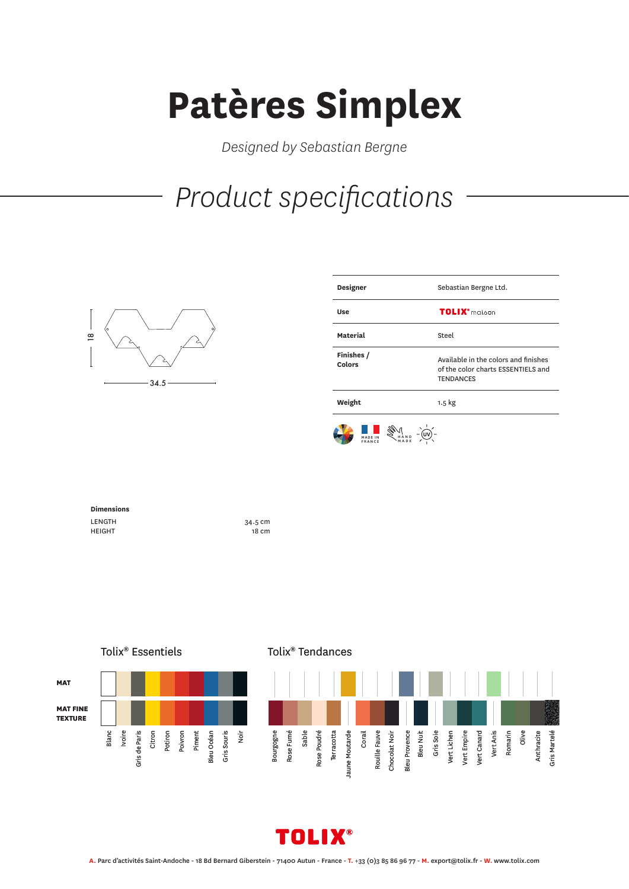# Patères Simplex

*Designed by Sebastian Bergne*

## *Product specifications*

18

34.5

| | |
|---|---|
| **Designer** | Sebastian Bergne Ltd. |
| **Use** | TOLIX® maison |
| **Material** | Steel |
| **Finishes / Colors** | Available in the colors and finishes of the color charts ESSENTIELS and TENDANCES |
| **Weight** | 1.5 kg |

MADE IN FRANCE · HAND MADE · UV

**Dimensions**

| | |
|---|---|
| LENGTH | 34.5 cm |
| HEIGHT | 18 cm |

### Tolix® Essentiels

MAT

MAT FINE TEXTURE

Blanc, Ivoire, Gris de Paris, Citron, Potiron, Poivron, Piment, Bleu Océan, Gris Souris, Noir

### Tolix® Tendances

Bourgogne, Rose Fumé, Sable, Rose Poudré, Terracotta, Jaune Moutarde, Corail, Rouille Fauve, Chocolat Noir, Bleu Provence, Bleu Nuit, Gris Soie, Vert Lichen, Vert Empire, Vert Canard, Vert Anis, Romarin, Olive, Anthracite, Gris Martelé

**TOLIX®**

**A.** Parc d'activités Saint-Andoche - 18 Bd Bernard Giberstein - 71400 Autun - France - **T.** +33 (0)3 85 86 96 77 - **M.** export@tolix.fr - **W.** www.tolix.com